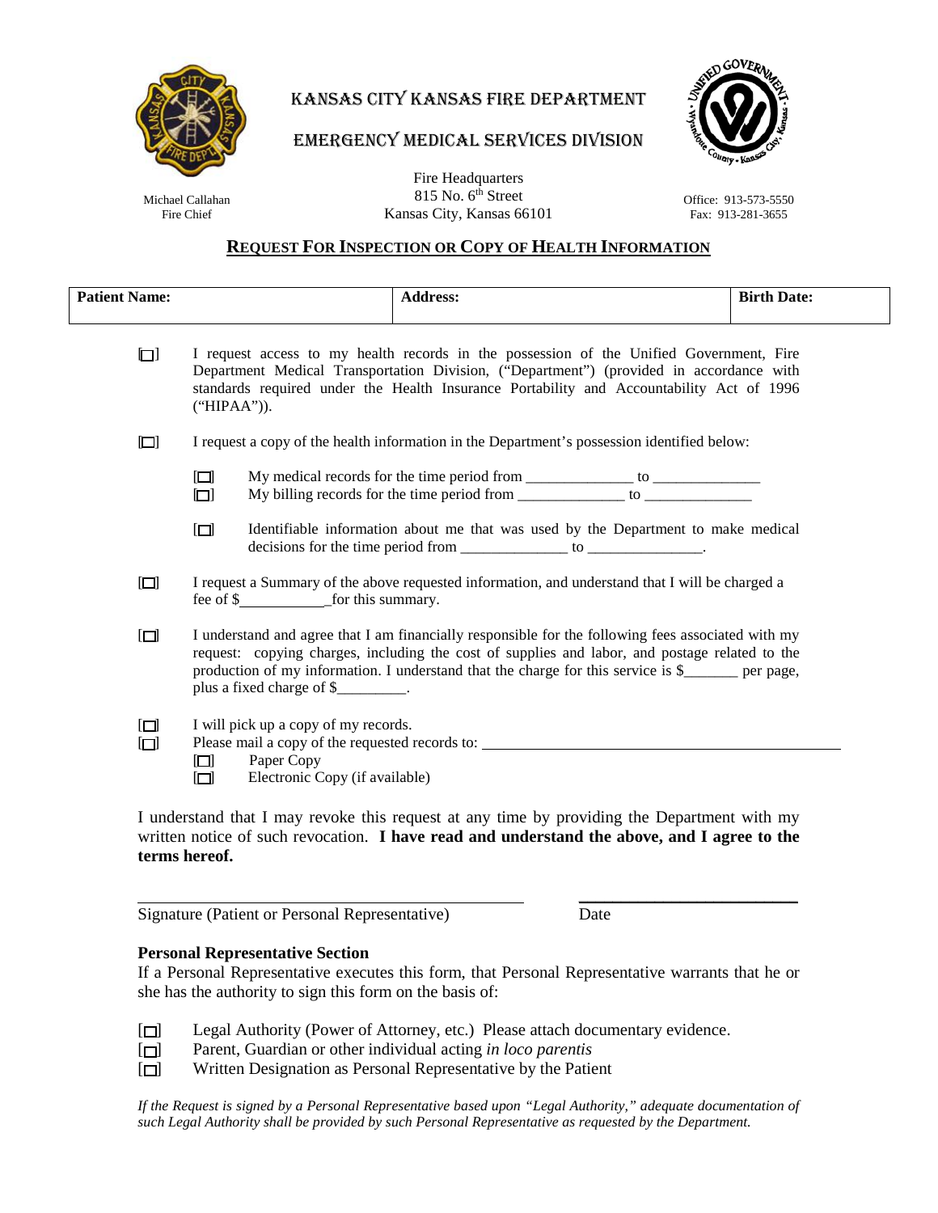# KANSAS CITY KANSAS FIRE DEPARTMENT

## EMERGENCY MEDICAL SERVICES DIVISION

Michael Callahan
Fire Chief

Fire Headquarters
815 No. 6th Street
Kansas City, Kansas 66101

Office: 913-573-5550
Fax: 913-281-3655

## REQUEST FOR INSPECTION OR COPY OF HEALTH INFORMATION

| Patient Name: | Address: | Birth Date: |
|---|---|---|
| | | |

[ ] I request access to my health records in the possession of the Unified Government, Fire Department Medical Transportation Division, ("Department") (provided in accordance with standards required under the Health Insurance Portability and Accountability Act of 1996 ("HIPAA")).

[ ] I request a copy of the health information in the Department's possession identified below:

- [ ] My medical records for the time period from ______________ to ______________
- [ ] My billing records for the time period from ______________ to ______________
- [ ] Identifiable information about me that was used by the Department to make medical decisions for the time period from ______________ to _______________.

[ ] I request a Summary of the above requested information, and understand that I will be charged a fee of $___________ for this summary.

[ ] I understand and agree that I am financially responsible for the following fees associated with my request: copying charges, including the cost of supplies and labor, and postage related to the production of my information. I understand that the charge for this service is $_______ per page, plus a fixed charge of $_________.

[ ] I will pick up a copy of my records.

[ ] Please mail a copy of the requested records to: _______________________________________________

- [ ] Paper Copy
- [ ] Electronic Copy (if available)

I understand that I may revoke this request at any time by providing the Department with my written notice of such revocation. **I have read and understand the above, and I agree to the terms hereof.**

_____________________________________________ ___________________________

Signature (Patient or Personal Representative) Date

**Personal Representative Section**

If a Personal Representative executes this form, that Personal Representative warrants that he or she has the authority to sign this form on the basis of:

[ ] Legal Authority (Power of Attorney, etc.) Please attach documentary evidence.

[ ] Parent, Guardian or other individual acting *in loco parentis*

[ ] Written Designation as Personal Representative by the Patient

*If the Request is signed by a Personal Representative based upon "Legal Authority," adequate documentation of such Legal Authority shall be provided by such Personal Representative as requested by the Department.*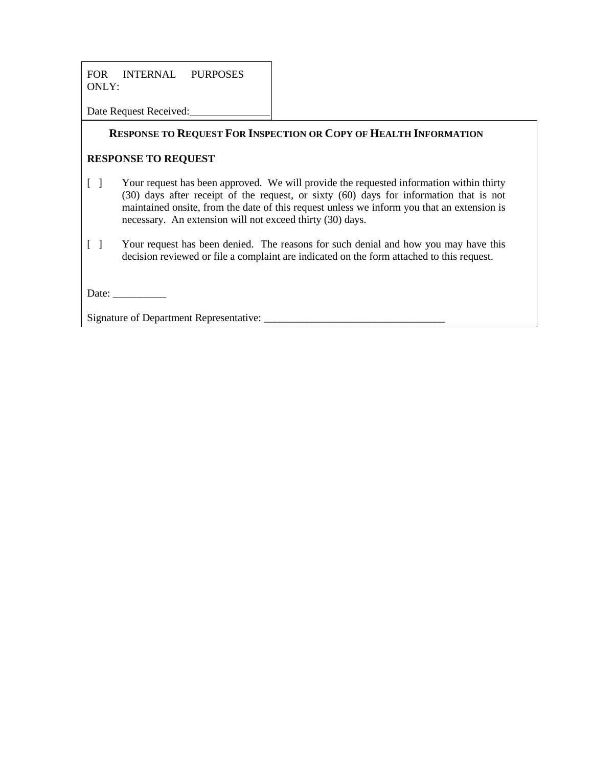FOR INTERNAL PURPOSES ONLY:

Date Request Received: _______________

## RESPONSE TO REQUEST FOR INSPECTION OR COPY OF HEALTH INFORMATION

**RESPONSE TO REQUEST**

[ ] Your request has been approved. We will provide the requested information within thirty (30) days after receipt of the request, or sixty (60) days for information that is not maintained onsite, from the date of this request unless we inform you that an extension is necessary. An extension will not exceed thirty (30) days.

[ ] Your request has been denied. The reasons for such denial and how you may have this decision reviewed or file a complaint are indicated on the form attached to this request.

Date: __________

Signature of Department Representative: __________________________________